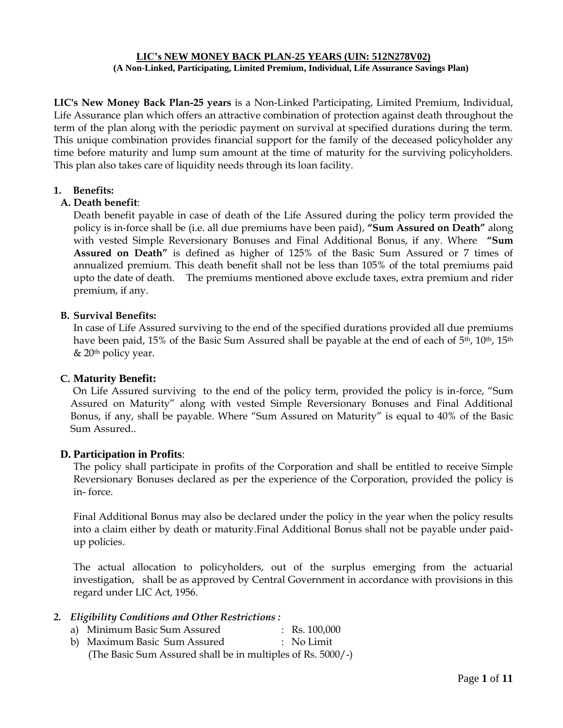# LIC's NEW MONEY BACK PLAN-25 YEARS (UIN: 512N278V02)

**(A Non-Linked, Participating, Limited Premium, Individual, Life Assurance Savings Plan)**

**LIC's New Money Back Plan-25 years** is a Non-Linked Participating, Limited Premium, Individual, Life Assurance plan which offers an attractive combination of protection against death throughout the term of the plan along with the periodic payment on survival at specified durations during the term. This unique combination provides financial support for the family of the deceased policyholder any time before maturity and lump sum amount at the time of maturity for the surviving policyholders. This plan also takes care of liquidity needs through its loan facility.

## 1. Benefits:

### A. Death benefit:

Death benefit payable in case of death of the Life Assured during the policy term provided the policy is in-force shall be (i.e. all due premiums have been paid), **"Sum Assured on Death"** along with vested Simple Reversionary Bonuses and Final Additional Bonus, if any. Where **"Sum Assured on Death"** is defined as higher of 125% of the Basic Sum Assured or 7 times of annualized premium. This death benefit shall not be less than 105% of the total premiums paid upto the date of death. The premiums mentioned above exclude taxes, extra premium and rider premium, if any.

### B. Survival Benefits:

In case of Life Assured surviving to the end of the specified durations provided all due premiums have been paid, 15% of the Basic Sum Assured shall be payable at the end of each of 5th, 10th, 15th & 20th policy year.

### C. Maturity Benefit:

On Life Assured surviving to the end of the policy term, provided the policy is in-force, "Sum Assured on Maturity" along with vested Simple Reversionary Bonuses and Final Additional Bonus, if any, shall be payable. Where "Sum Assured on Maturity" is equal to 40% of the Basic Sum Assured..

### D. Participation in Profits:

The policy shall participate in profits of the Corporation and shall be entitled to receive Simple Reversionary Bonuses declared as per the experience of the Corporation, provided the policy is in- force.

Final Additional Bonus may also be declared under the policy in the year when the policy results into a claim either by death or maturity.Final Additional Bonus shall not be payable under paid-up policies.

The actual allocation to policyholders, out of the surplus emerging from the actuarial investigation, shall be as approved by Central Government in accordance with provisions in this regard under LIC Act, 1956.

## 2. *Eligibility Conditions and Other Restrictions :*

a) Minimum Basic Sum Assured : Rs. 100,000

b) Maximum Basic Sum Assured : No Limit

(The Basic Sum Assured shall be in multiples of Rs. 5000/-)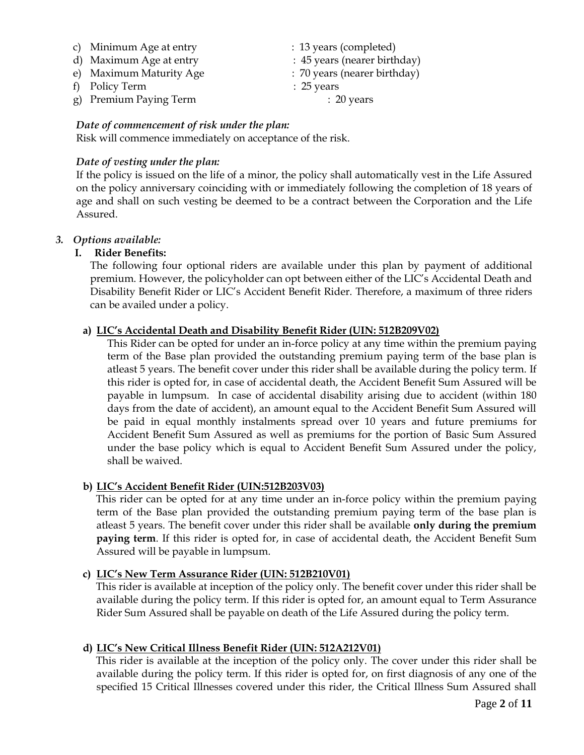c) Minimum Age at entry : 13 years (completed)
d) Maximum Age at entry : 45 years (nearer birthday)
e) Maximum Maturity Age : 70 years (nearer birthday)
f) Policy Term : 25 years
g) Premium Paying Term : 20 years

*Date of commencement of risk under the plan:*
Risk will commence immediately on acceptance of the risk.

*Date of vesting under the plan:*
If the policy is issued on the life of a minor, the policy shall automatically vest in the Life Assured on the policy anniversary coinciding with or immediately following the completion of 18 years of age and shall on such vesting be deemed to be a contract between the Corporation and the Life Assured.

*3. Options available:*

**I. Rider Benefits:**

The following four optional riders are available under this plan by payment of additional premium. However, the policyholder can opt between either of the LIC's Accidental Death and Disability Benefit Rider or LIC's Accident Benefit Rider. Therefore, a maximum of three riders can be availed under a policy.

**a) LIC's Accidental Death and Disability Benefit Rider (UIN: 512B209V02)**

This Rider can be opted for under an in-force policy at any time within the premium paying term of the Base plan provided the outstanding premium paying term of the base plan is atleast 5 years. The benefit cover under this rider shall be available during the policy term. If this rider is opted for, in case of accidental death, the Accident Benefit Sum Assured will be payable in lumpsum. In case of accidental disability arising due to accident (within 180 days from the date of accident), an amount equal to the Accident Benefit Sum Assured will be paid in equal monthly instalments spread over 10 years and future premiums for Accident Benefit Sum Assured as well as premiums for the portion of Basic Sum Assured under the base policy which is equal to Accident Benefit Sum Assured under the policy, shall be waived.

**b) LIC's Accident Benefit Rider (UIN:512B203V03)**

This rider can be opted for at any time under an in-force policy within the premium paying term of the Base plan provided the outstanding premium paying term of the base plan is atleast 5 years. The benefit cover under this rider shall be available **only during the premium paying term**. If this rider is opted for, in case of accidental death, the Accident Benefit Sum Assured will be payable in lumpsum.

**c) LIC's New Term Assurance Rider (UIN: 512B210V01)**

This rider is available at inception of the policy only. The benefit cover under this rider shall be available during the policy term. If this rider is opted for, an amount equal to Term Assurance Rider Sum Assured shall be payable on death of the Life Assured during the policy term.

**d) LIC's New Critical Illness Benefit Rider (UIN: 512A212V01)**

This rider is available at the inception of the policy only. The cover under this rider shall be available during the policy term. If this rider is opted for, on first diagnosis of any one of the specified 15 Critical Illnesses covered under this rider, the Critical Illness Sum Assured shall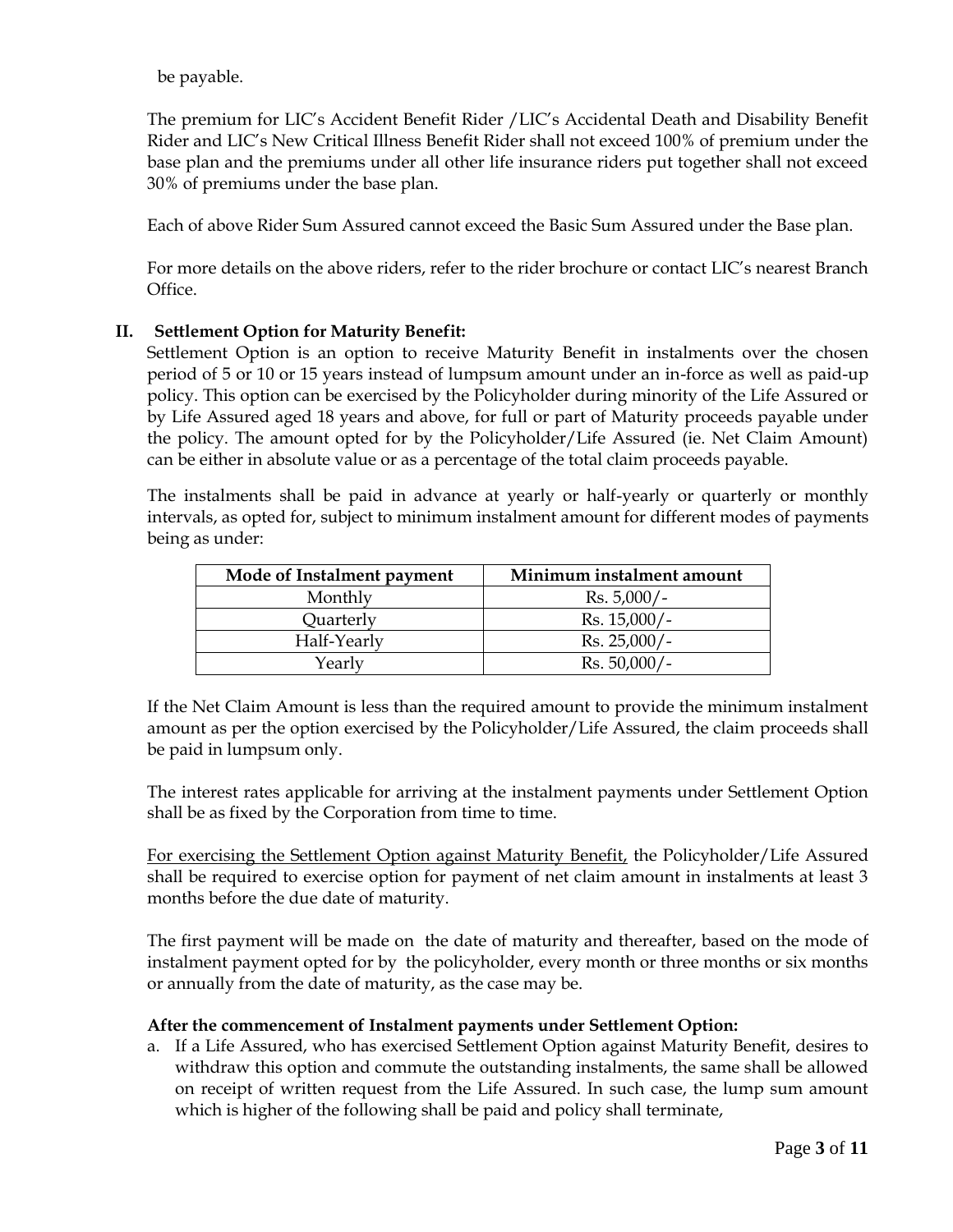be payable.

The premium for LIC's Accident Benefit Rider /LIC's Accidental Death and Disability Benefit Rider and LIC's New Critical Illness Benefit Rider shall not exceed 100% of premium under the base plan and the premiums under all other life insurance riders put together shall not exceed 30% of premiums under the base plan.

Each of above Rider Sum Assured cannot exceed the Basic Sum Assured under the Base plan.

For more details on the above riders, refer to the rider brochure or contact LIC's nearest Branch Office.

**II. Settlement Option for Maturity Benefit:**

Settlement Option is an option to receive Maturity Benefit in instalments over the chosen period of 5 or 10 or 15 years instead of lumpsum amount under an in-force as well as paid-up policy. This option can be exercised by the Policyholder during minority of the Life Assured or by Life Assured aged 18 years and above, for full or part of Maturity proceeds payable under the policy. The amount opted for by the Policyholder/Life Assured (ie. Net Claim Amount) can be either in absolute value or as a percentage of the total claim proceeds payable.

The instalments shall be paid in advance at yearly or half-yearly or quarterly or monthly intervals, as opted for, subject to minimum instalment amount for different modes of payments being as under:

| Mode of Instalment payment | Minimum instalment amount |
|---|---|
| Monthly | Rs. 5,000/- |
| Quarterly | Rs. 15,000/- |
| Half-Yearly | Rs. 25,000/- |
| Yearly | Rs. 50,000/- |

If the Net Claim Amount is less than the required amount to provide the minimum instalment amount as per the option exercised by the Policyholder/Life Assured, the claim proceeds shall be paid in lumpsum only.

The interest rates applicable for arriving at the instalment payments under Settlement Option shall be as fixed by the Corporation from time to time.

For exercising the Settlement Option against Maturity Benefit, the Policyholder/Life Assured shall be required to exercise option for payment of net claim amount in instalments at least 3 months before the due date of maturity.

The first payment will be made on the date of maturity and thereafter, based on the mode of instalment payment opted for by the policyholder, every month or three months or six months or annually from the date of maturity, as the case may be.

**After the commencement of Instalment payments under Settlement Option:**

a. If a Life Assured, who has exercised Settlement Option against Maturity Benefit, desires to withdraw this option and commute the outstanding instalments, the same shall be allowed on receipt of written request from the Life Assured. In such case, the lump sum amount which is higher of the following shall be paid and policy shall terminate,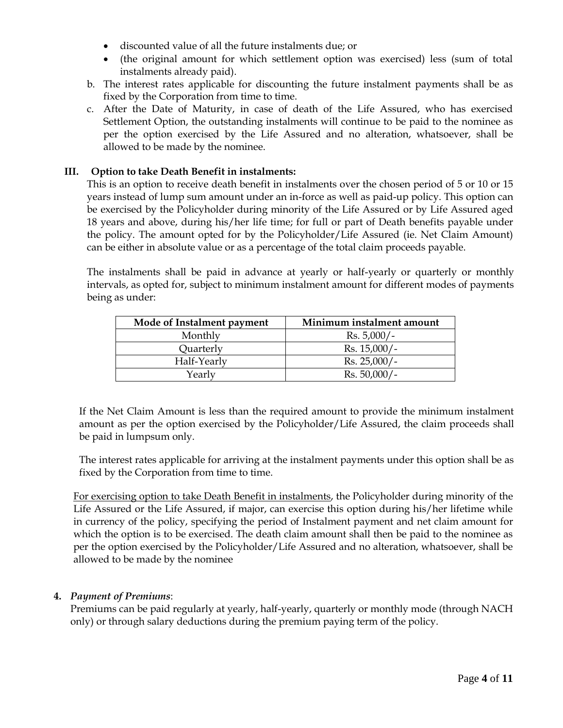- discounted value of all the future instalments due; or
- (the original amount for which settlement option was exercised) less (sum of total instalments already paid).

b. The interest rates applicable for discounting the future instalment payments shall be as fixed by the Corporation from time to time.

c. After the Date of Maturity, in case of death of the Life Assured, who has exercised Settlement Option, the outstanding instalments will continue to be paid to the nominee as per the option exercised by the Life Assured and no alteration, whatsoever, shall be allowed to be made by the nominee.

### III. Option to take Death Benefit in instalments:

This is an option to receive death benefit in instalments over the chosen period of 5 or 10 or 15 years instead of lump sum amount under an in-force as well as paid-up policy. This option can be exercised by the Policyholder during minority of the Life Assured or by Life Assured aged 18 years and above, during his/her life time; for full or part of Death benefits payable under the policy. The amount opted for by the Policyholder/Life Assured (ie. Net Claim Amount) can be either in absolute value or as a percentage of the total claim proceeds payable.

The instalments shall be paid in advance at yearly or half-yearly or quarterly or monthly intervals, as opted for, subject to minimum instalment amount for different modes of payments being as under:

| Mode of Instalment payment | Minimum instalment amount |
|---|---|
| Monthly | Rs. 5,000/- |
| Quarterly | Rs. 15,000/- |
| Half-Yearly | Rs. 25,000/- |
| Yearly | Rs. 50,000/- |

If the Net Claim Amount is less than the required amount to provide the minimum instalment amount as per the option exercised by the Policyholder/Life Assured, the claim proceeds shall be paid in lumpsum only.

The interest rates applicable for arriving at the instalment payments under this option shall be as fixed by the Corporation from time to time.

For exercising option to take Death Benefit in instalments, the Policyholder during minority of the Life Assured or the Life Assured, if major, can exercise this option during his/her lifetime while in currency of the policy, specifying the period of Instalment payment and net claim amount for which the option is to be exercised. The death claim amount shall then be paid to the nominee as per the option exercised by the Policyholder/Life Assured and no alteration, whatsoever, shall be allowed to be made by the nominee

**4.** ***Payment of Premiums***:

Premiums can be paid regularly at yearly, half-yearly, quarterly or monthly mode (through NACH only) or through salary deductions during the premium paying term of the policy.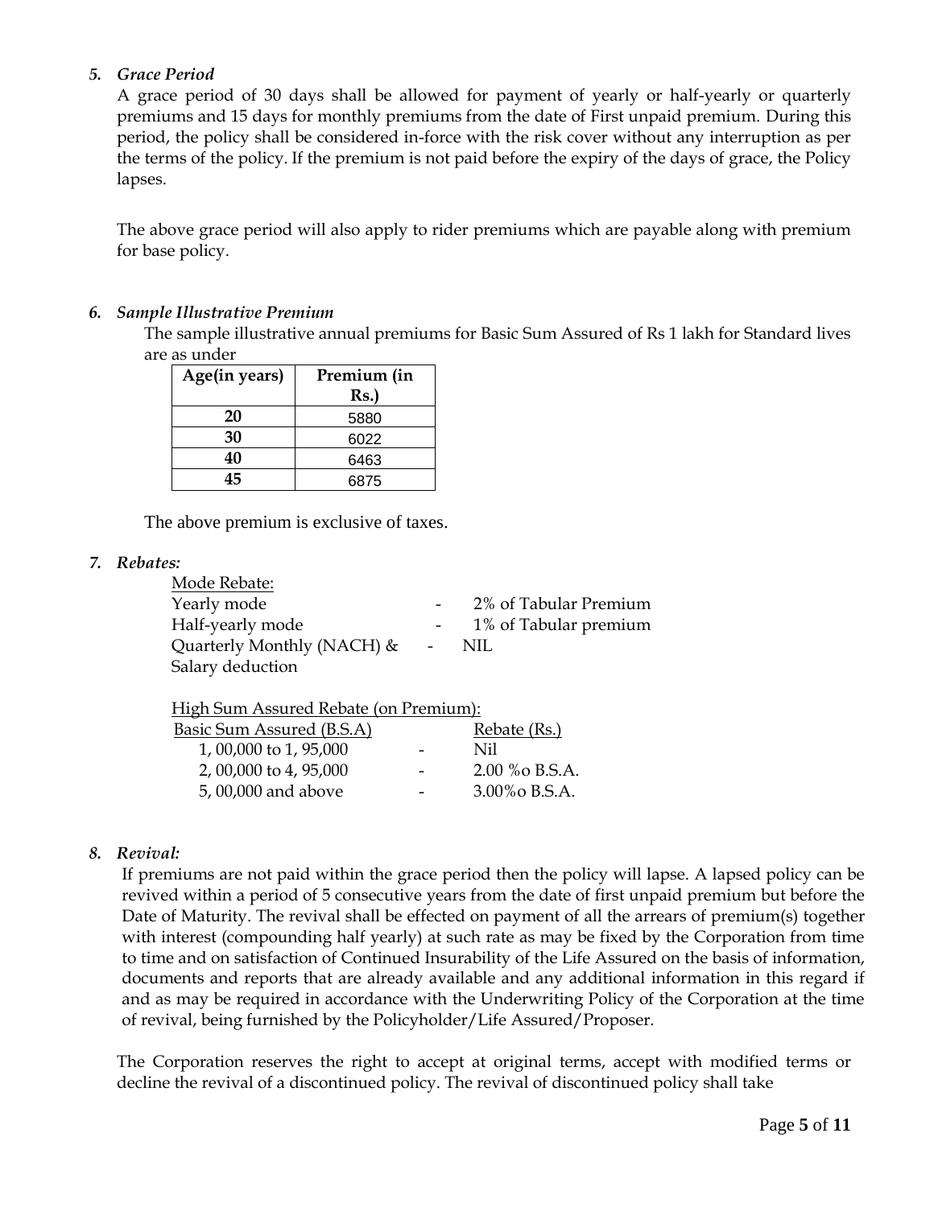*5. Grace Period*

A grace period of 30 days shall be allowed for payment of yearly or half-yearly or quarterly premiums and 15 days for monthly premiums from the date of First unpaid premium. During this period, the policy shall be considered in-force with the risk cover without any interruption as per the terms of the policy. If the premium is not paid before the expiry of the days of grace, the Policy lapses.

The above grace period will also apply to rider premiums which are payable along with premium for base policy.

*6. Sample Illustrative Premium*

The sample illustrative annual premiums for Basic Sum Assured of Rs 1 lakh for Standard lives are as under

| Age(in years) | Premium (in Rs.) |
|---|---|
| **20** | 5880 |
| **30** | 6022 |
| **40** | 6463 |
| **45** | 6875 |

The above premium is exclusive of taxes.

*7. Rebates:*

Mode Rebate:

| | | |
|---|---|---|
| Yearly mode | - | 2% of Tabular Premium |
| Half-yearly mode | - | 1% of Tabular premium |
| Quarterly Monthly (NACH) & Salary deduction | - | NIL |

High Sum Assured Rebate (on Premium):

| Basic Sum Assured (B.S.A) | | Rebate (Rs.) |
|---|---|---|
| 1, 00,000 to 1, 95,000 | - | Nil |
| 2, 00,000 to 4, 95,000 | - | 2.00 %o B.S.A. |
| 5, 00,000 and above | - | 3.00%o B.S.A. |

*8. Revival:*

If premiums are not paid within the grace period then the policy will lapse. A lapsed policy can be revived within a period of 5 consecutive years from the date of first unpaid premium but before the Date of Maturity. The revival shall be effected on payment of all the arrears of premium(s) together with interest (compounding half yearly) at such rate as may be fixed by the Corporation from time to time and on satisfaction of Continued Insurability of the Life Assured on the basis of information, documents and reports that are already available and any additional information in this regard if and as may be required in accordance with the Underwriting Policy of the Corporation at the time of revival, being furnished by the Policyholder/Life Assured/Proposer.

The Corporation reserves the right to accept at original terms, accept with modified terms or decline the revival of a discontinued policy. The revival of discontinued policy shall take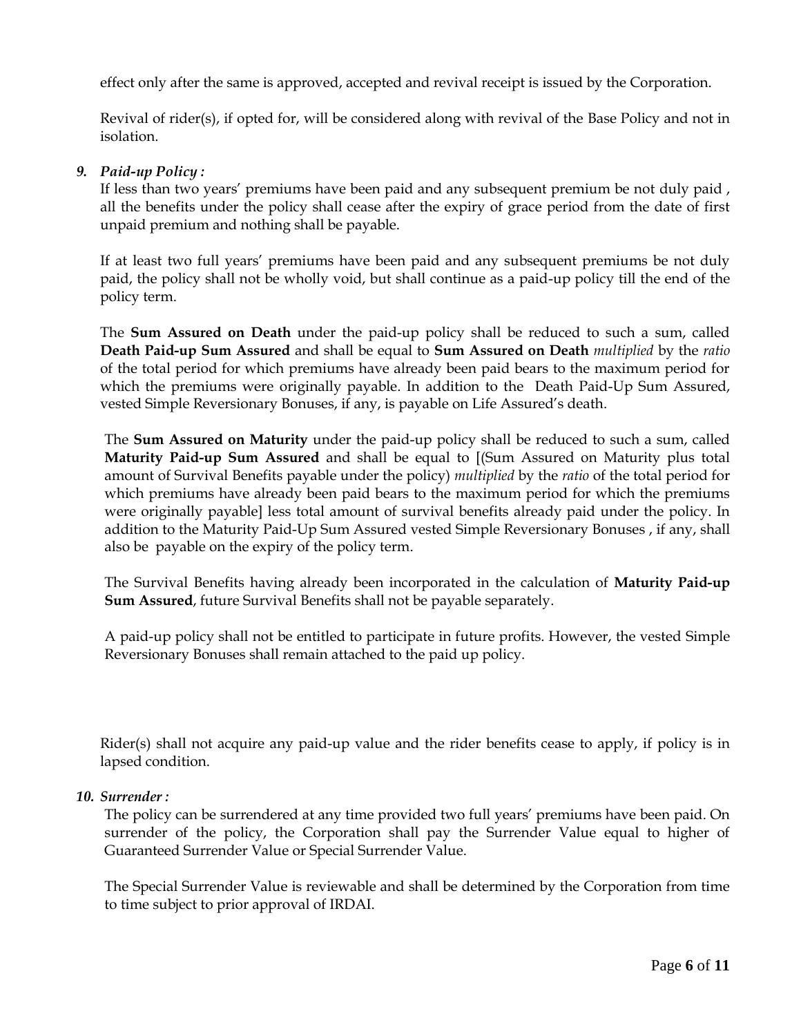effect only after the same is approved, accepted and revival receipt is issued by the Corporation.

Revival of rider(s), if opted for, will be considered along with revival of the Base Policy and not in isolation.

***9. Paid-up Policy :***

If less than two years' premiums have been paid and any subsequent premium be not duly paid , all the benefits under the policy shall cease after the expiry of grace period from the date of first unpaid premium and nothing shall be payable.

If at least two full years' premiums have been paid and any subsequent premiums be not duly paid, the policy shall not be wholly void, but shall continue as a paid-up policy till the end of the policy term.

The **Sum Assured on Death** under the paid-up policy shall be reduced to such a sum, called **Death Paid-up Sum Assured** and shall be equal to **Sum Assured on Death** *multiplied* by the *ratio* of the total period for which premiums have already been paid bears to the maximum period for which the premiums were originally payable. In addition to the Death Paid-Up Sum Assured, vested Simple Reversionary Bonuses, if any, is payable on Life Assured's death.

The **Sum Assured on Maturity** under the paid-up policy shall be reduced to such a sum, called **Maturity Paid-up Sum Assured** and shall be equal to [(Sum Assured on Maturity plus total amount of Survival Benefits payable under the policy) *multiplied* by the *ratio* of the total period for which premiums have already been paid bears to the maximum period for which the premiums were originally payable] less total amount of survival benefits already paid under the policy. In addition to the Maturity Paid-Up Sum Assured vested Simple Reversionary Bonuses , if any, shall also be payable on the expiry of the policy term.

The Survival Benefits having already been incorporated in the calculation of **Maturity Paid-up Sum Assured**, future Survival Benefits shall not be payable separately.

A paid-up policy shall not be entitled to participate in future profits. However, the vested Simple Reversionary Bonuses shall remain attached to the paid up policy.

Rider(s) shall not acquire any paid-up value and the rider benefits cease to apply, if policy is in lapsed condition.

***10. Surrender :***

The policy can be surrendered at any time provided two full years' premiums have been paid. On surrender of the policy, the Corporation shall pay the Surrender Value equal to higher of Guaranteed Surrender Value or Special Surrender Value.

The Special Surrender Value is reviewable and shall be determined by the Corporation from time to time subject to prior approval of IRDAI.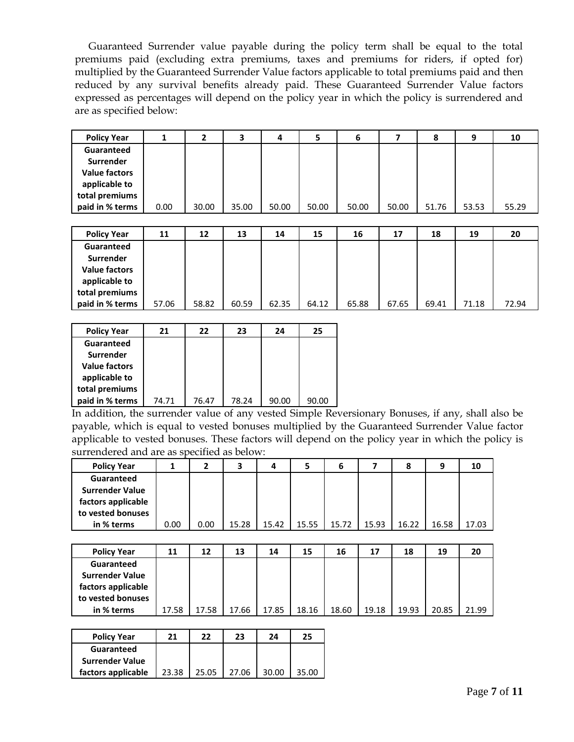Guaranteed Surrender value payable during the policy term shall be equal to the total premiums paid (excluding extra premiums, taxes and premiums for riders, if opted for) multiplied by the Guaranteed Surrender Value factors applicable to total premiums paid and then reduced by any survival benefits already paid. These Guaranteed Surrender Value factors expressed as percentages will depend on the policy year in which the policy is surrendered and are as specified below:

| Policy Year | 1 | 2 | 3 | 4 | 5 | 6 | 7 | 8 | 9 | 10 |
|---|---|---|---|---|---|---|---|---|---|---|
| Guaranteed Surrender Value factors applicable to total premiums paid in % terms | 0.00 | 30.00 | 35.00 | 50.00 | 50.00 | 50.00 | 50.00 | 51.76 | 53.53 | 55.29 |

| Policy Year | 11 | 12 | 13 | 14 | 15 | 16 | 17 | 18 | 19 | 20 |
|---|---|---|---|---|---|---|---|---|---|---|
| Guaranteed Surrender Value factors applicable to total premiums paid in % terms | 57.06 | 58.82 | 60.59 | 62.35 | 64.12 | 65.88 | 67.65 | 69.41 | 71.18 | 72.94 |

| Policy Year | 21 | 22 | 23 | 24 | 25 |
|---|---|---|---|---|---|
| Guaranteed Surrender Value factors applicable to total premiums paid in % terms | 74.71 | 76.47 | 78.24 | 90.00 | 90.00 |

In addition, the surrender value of any vested Simple Reversionary Bonuses, if any, shall also be payable, which is equal to vested bonuses multiplied by the Guaranteed Surrender Value factor applicable to vested bonuses. These factors will depend on the policy year in which the policy is surrendered and are as specified as below:

| Policy Year | 1 | 2 | 3 | 4 | 5 | 6 | 7 | 8 | 9 | 10 |
|---|---|---|---|---|---|---|---|---|---|---|
| Guaranteed Surrender Value factors applicable to vested bonuses in % terms | 0.00 | 0.00 | 15.28 | 15.42 | 15.55 | 15.72 | 15.93 | 16.22 | 16.58 | 17.03 |

| Policy Year | 11 | 12 | 13 | 14 | 15 | 16 | 17 | 18 | 19 | 20 |
|---|---|---|---|---|---|---|---|---|---|---|
| Guaranteed Surrender Value factors applicable to vested bonuses in % terms | 17.58 | 17.58 | 17.66 | 17.85 | 18.16 | 18.60 | 19.18 | 19.93 | 20.85 | 21.99 |

| Policy Year | 21 | 22 | 23 | 24 | 25 |
|---|---|---|---|---|---|
| Guaranteed Surrender Value factors applicable | 23.38 | 25.05 | 27.06 | 30.00 | 35.00 |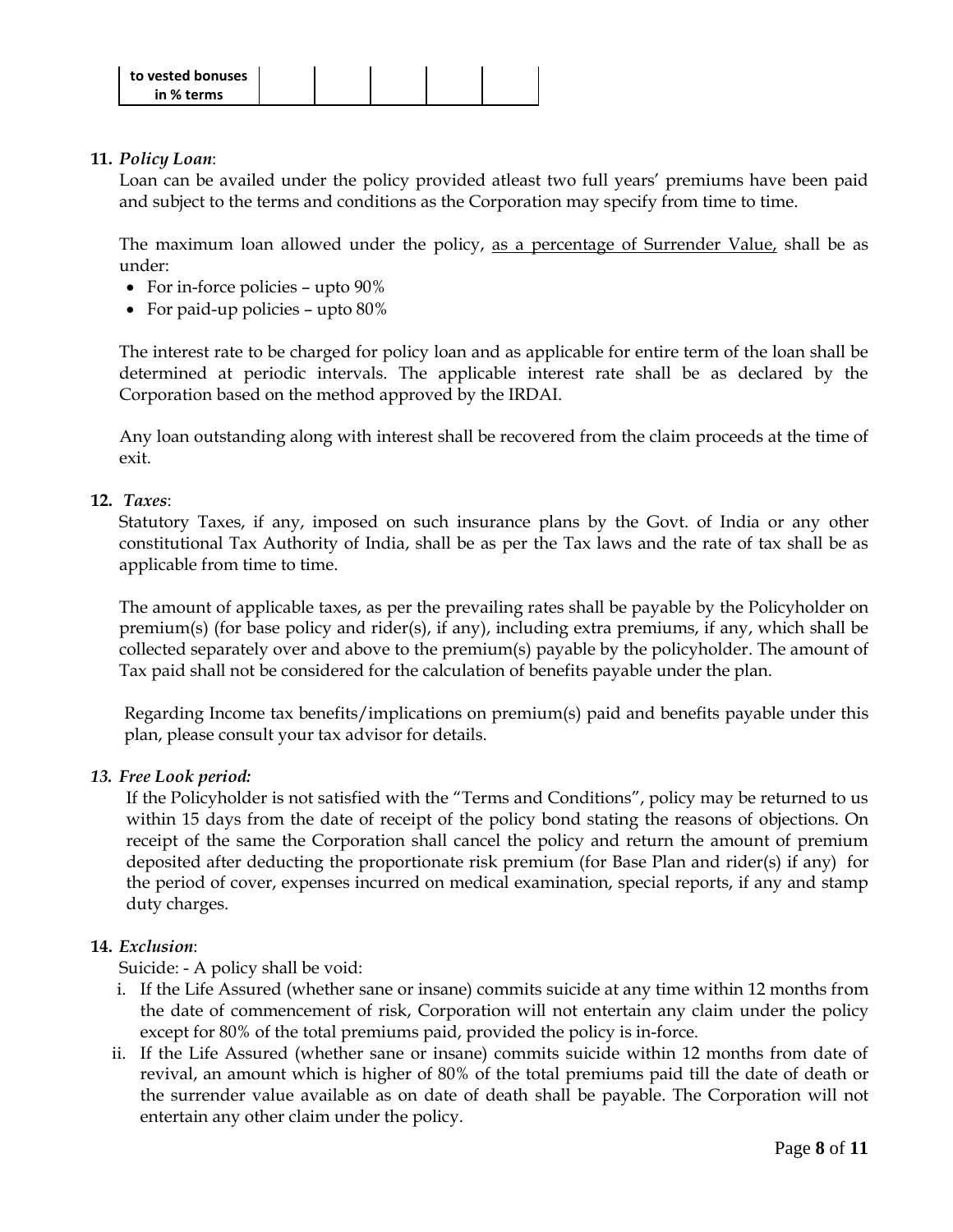| to vested bonuses in % terms | | | | | |
|---|---|---|---|---|---|

**11.** ***Policy Loan***:

Loan can be availed under the policy provided atleast two full years' premiums have been paid and subject to the terms and conditions as the Corporation may specify from time to time.

The maximum loan allowed under the policy, as a percentage of Surrender Value, shall be as under:

- For in-force policies – upto 90%
- For paid-up policies – upto 80%

The interest rate to be charged for policy loan and as applicable for entire term of the loan shall be determined at periodic intervals. The applicable interest rate shall be as declared by the Corporation based on the method approved by the IRDAI.

Any loan outstanding along with interest shall be recovered from the claim proceeds at the time of exit.

**12.** ***Taxes***:

Statutory Taxes, if any, imposed on such insurance plans by the Govt. of India or any other constitutional Tax Authority of India, shall be as per the Tax laws and the rate of tax shall be as applicable from time to time.

The amount of applicable taxes, as per the prevailing rates shall be payable by the Policyholder on premium(s) (for base policy and rider(s), if any), including extra premiums, if any, which shall be collected separately over and above to the premium(s) payable by the policyholder. The amount of Tax paid shall not be considered for the calculation of benefits payable under the plan.

Regarding Income tax benefits/implications on premium(s) paid and benefits payable under this plan, please consult your tax advisor for details.

***13. Free Look period:***

If the Policyholder is not satisfied with the "Terms and Conditions", policy may be returned to us within 15 days from the date of receipt of the policy bond stating the reasons of objections. On receipt of the same the Corporation shall cancel the policy and return the amount of premium deposited after deducting the proportionate risk premium (for Base Plan and rider(s) if any) for the period of cover, expenses incurred on medical examination, special reports, if any and stamp duty charges.

**14.** ***Exclusion***:

Suicide: - A policy shall be void:

i. If the Life Assured (whether sane or insane) commits suicide at any time within 12 months from the date of commencement of risk, Corporation will not entertain any claim under the policy except for 80% of the total premiums paid, provided the policy is in-force.

ii. If the Life Assured (whether sane or insane) commits suicide within 12 months from date of revival, an amount which is higher of 80% of the total premiums paid till the date of death or the surrender value available as on date of death shall be payable. The Corporation will not entertain any other claim under the policy.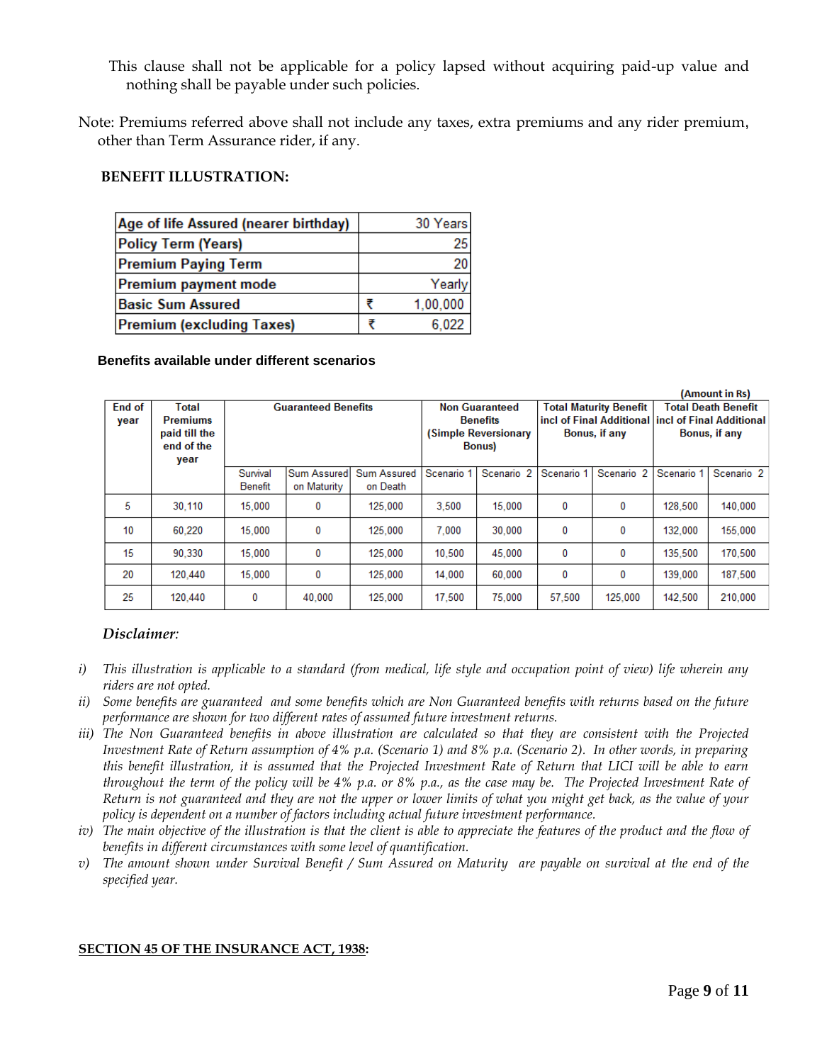This clause shall not be applicable for a policy lapsed without acquiring paid-up value and nothing shall be payable under such policies.

Note: Premiums referred above shall not include any taxes, extra premiums and any rider premium, other than Term Assurance rider, if any.

**BENEFIT ILLUSTRATION:**

| Age of life Assured (nearer birthday) | 30 Years |
|---|---|
| Policy Term (Years) | 25 |
| Premium Paying Term | 20 |
| Premium payment mode | Yearly |
| Basic Sum Assured | ₹ 1,00,000 |
| Premium (excluding Taxes) | ₹ 6,022 |

**Benefits available under different scenarios**

(Amount in Rs)

| End of year | Total Premiums paid till the end of the year | Guaranteed Benefits | | | Non Guaranteed Benefits (Simple Reversionary Bonus) | | Total Maturity Benefit incl of Final Additional Bonus, if any | | Total Death Benefit incl of Final Additional Bonus, if any | |
|---|---|---|---|---|---|---|---|---|---|---|
| | | Survival Benefit | Sum Assured on Maturity | Sum Assured on Death | Scenario 1 | Scenario 2 | Scenario 1 | Scenario 2 | Scenario 1 | Scenario 2 |
| 5 | 30,110 | 15,000 | 0 | 125,000 | 3,500 | 15,000 | 0 | 0 | 128,500 | 140,000 |
| 10 | 60,220 | 15,000 | 0 | 125,000 | 7,000 | 30,000 | 0 | 0 | 132,000 | 155,000 |
| 15 | 90,330 | 15,000 | 0 | 125,000 | 10,500 | 45,000 | 0 | 0 | 135,500 | 170,500 |
| 20 | 120,440 | 15,000 | 0 | 125,000 | 14,000 | 60,000 | 0 | 0 | 139,000 | 187,500 |
| 25 | 120,440 | 0 | 40,000 | 125,000 | 17,500 | 75,000 | 57,500 | 125,000 | 142,500 | 210,000 |

***Disclaimer:***

i) *This illustration is applicable to a standard (from medical, life style and occupation point of view) life wherein any riders are not opted.*

ii) *Some benefits are guaranteed and some benefits which are Non Guaranteed benefits with returns based on the future performance are shown for two different rates of assumed future investment returns.*

iii) *The Non Guaranteed benefits in above illustration are calculated so that they are consistent with the Projected Investment Rate of Return assumption of 4% p.a. (Scenario 1) and 8% p.a. (Scenario 2). In other words, in preparing this benefit illustration, it is assumed that the Projected Investment Rate of Return that LICI will be able to earn throughout the term of the policy will be 4% p.a. or 8% p.a., as the case may be. The Projected Investment Rate of Return is not guaranteed and they are not the upper or lower limits of what you might get back, as the value of your policy is dependent on a number of factors including actual future investment performance.*

iv) *The main objective of the illustration is that the client is able to appreciate the features of the product and the flow of benefits in different circumstances with some level of quantification.*

v) *The amount shown under Survival Benefit / Sum Assured on Maturity are payable on survival at the end of the specified year.*

**SECTION 45 OF THE INSURANCE ACT, 1938:**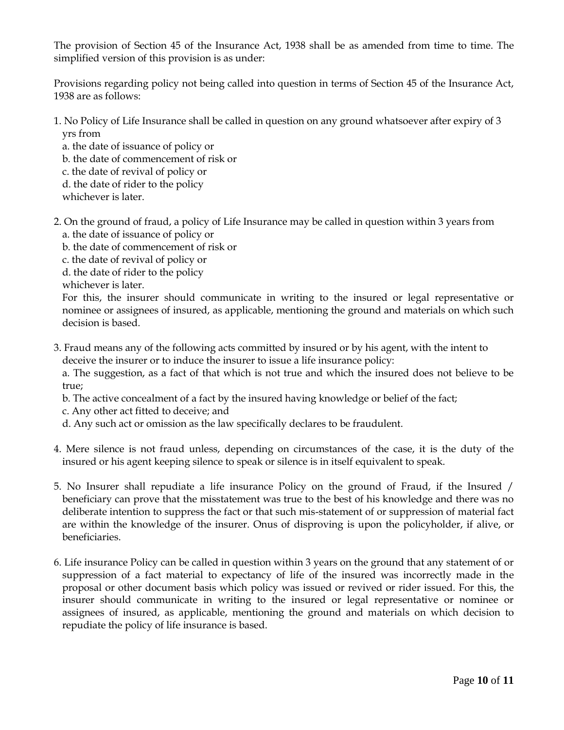The provision of Section 45 of the Insurance Act, 1938 shall be as amended from time to time. The simplified version of this provision is as under:

Provisions regarding policy not being called into question in terms of Section 45 of the Insurance Act, 1938 are as follows:

1. No Policy of Life Insurance shall be called in question on any ground whatsoever after expiry of 3 yrs from
   a. the date of issuance of policy or
   b. the date of commencement of risk or
   c. the date of revival of policy or
   d. the date of rider to the policy
   whichever is later.

2. On the ground of fraud, a policy of Life Insurance may be called in question within 3 years from
   a. the date of issuance of policy or
   b. the date of commencement of risk or
   c. the date of revival of policy or
   d. the date of rider to the policy
   whichever is later.
   For this, the insurer should communicate in writing to the insured or legal representative or nominee or assignees of insured, as applicable, mentioning the ground and materials on which such decision is based.

3. Fraud means any of the following acts committed by insured or by his agent, with the intent to deceive the insurer or to induce the insurer to issue a life insurance policy:
   a. The suggestion, as a fact of that which is not true and which the insured does not believe to be true;
   b. The active concealment of a fact by the insured having knowledge or belief of the fact;
   c. Any other act fitted to deceive; and
   d. Any such act or omission as the law specifically declares to be fraudulent.

4. Mere silence is not fraud unless, depending on circumstances of the case, it is the duty of the insured or his agent keeping silence to speak or silence is in itself equivalent to speak.

5. No Insurer shall repudiate a life insurance Policy on the ground of Fraud, if the Insured / beneficiary can prove that the misstatement was true to the best of his knowledge and there was no deliberate intention to suppress the fact or that such mis-statement of or suppression of material fact are within the knowledge of the insurer. Onus of disproving is upon the policyholder, if alive, or beneficiaries.

6. Life insurance Policy can be called in question within 3 years on the ground that any statement of or suppression of a fact material to expectancy of life of the insured was incorrectly made in the proposal or other document basis which policy was issued or revived or rider issued. For this, the insurer should communicate in writing to the insured or legal representative or nominee or assignees of insured, as applicable, mentioning the ground and materials on which decision to repudiate the policy of life insurance is based.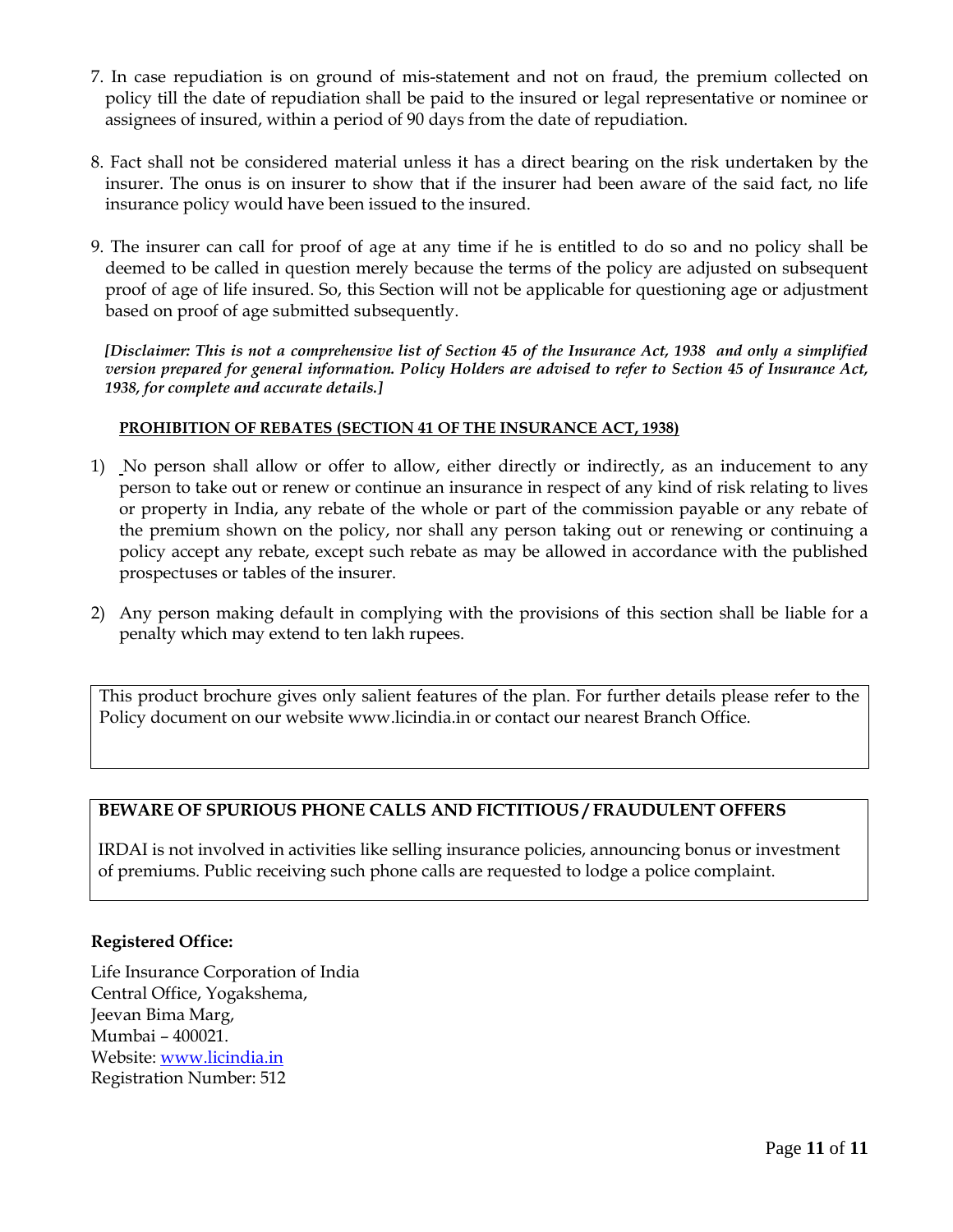7. In case repudiation is on ground of mis-statement and not on fraud, the premium collected on policy till the date of repudiation shall be paid to the insured or legal representative or nominee or assignees of insured, within a period of 90 days from the date of repudiation.

8. Fact shall not be considered material unless it has a direct bearing on the risk undertaken by the insurer. The onus is on insurer to show that if the insurer had been aware of the said fact, no life insurance policy would have been issued to the insured.

9. The insurer can call for proof of age at any time if he is entitled to do so and no policy shall be deemed to be called in question merely because the terms of the policy are adjusted on subsequent proof of age of life insured. So, this Section will not be applicable for questioning age or adjustment based on proof of age submitted subsequently.

***[Disclaimer: This is not a comprehensive list of Section 45 of the Insurance Act, 1938 and only a simplified version prepared for general information. Policy Holders are advised to refer to Section 45 of Insurance Act, 1938, for complete and accurate details.]***

**PROHIBITION OF REBATES (SECTION 41 OF THE INSURANCE ACT, 1938)**

1) No person shall allow or offer to allow, either directly or indirectly, as an inducement to any person to take out or renew or continue an insurance in respect of any kind of risk relating to lives or property in India, any rebate of the whole or part of the commission payable or any rebate of the premium shown on the policy, nor shall any person taking out or renewing or continuing a policy accept any rebate, except such rebate as may be allowed in accordance with the published prospectuses or tables of the insurer.

2) Any person making default in complying with the provisions of this section shall be liable for a penalty which may extend to ten lakh rupees.

This product brochure gives only salient features of the plan. For further details please refer to the Policy document on our website www.licindia.in or contact our nearest Branch Office.

**BEWARE OF SPURIOUS PHONE CALLS AND FICTITIOUS / FRAUDULENT OFFERS**

IRDAI is not involved in activities like selling insurance policies, announcing bonus or investment of premiums. Public receiving such phone calls are requested to lodge a police complaint.

**Registered Office:**

Life Insurance Corporation of India
Central Office, Yogakshema,
Jeevan Bima Marg,
Mumbai – 400021.
Website: www.licindia.in
Registration Number: 512